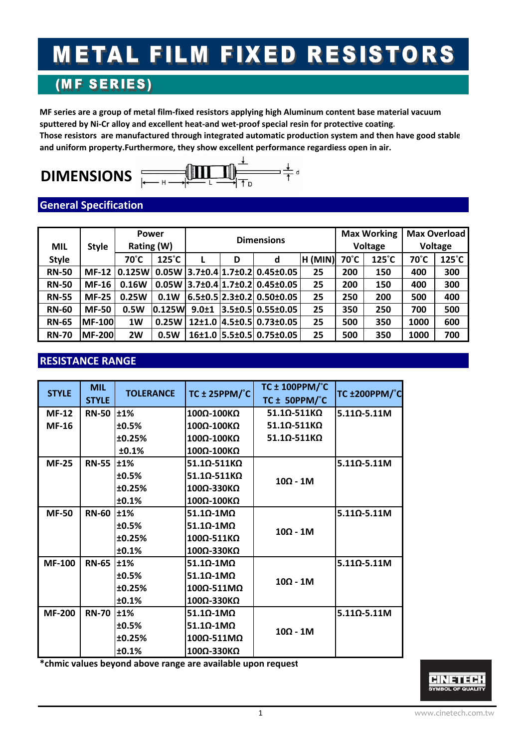# METAL FILM FIXED RESISTORS

## (MF SERIES)

**MF series are a group of metal film-fixed resistors applying high Aluminum content base material vacuum sputtered by Ni-Cr alloy and excellent heat-and wet-proof special resin for protective coating.**
**Those resistors are manufactured through integrated automatic production system and then have good stable and uniform property.Furthermore, they show excellent performance regardless open in air.**

## DIMENSIONS

## General Specification

| MIL Style | Style | Power Rating (W) | | Dimensions | | | | Max Working Voltage | | Max Overload Voltage | |
|---|---|---|---|---|---|---|---|---|---|---|---|
| | | 70˚C | 125˚C | L | D | d | H (MIN) | 70˚C | 125˚C | 70˚C | 125˚C |
| RN-50 | MF-12 | 0.125W | 0.05W | 3.7±0.4 | 1.7±0.2 | 0.45±0.05 | 25 | 200 | 150 | 400 | 300 |
| RN-50 | MF-16 | 0.16W | 0.05W | 3.7±0.4 | 1.7±0.2 | 0.45±0.05 | 25 | 200 | 150 | 400 | 300 |
| RN-55 | MF-25 | 0.25W | 0.1W | 6.5±0.5 | 2.3±0.2 | 0.50±0.05 | 25 | 250 | 200 | 500 | 400 |
| RN-60 | MF-50 | 0.5W | 0.125W | 9.0±1 | 3.5±0.5 | 0.55±0.05 | 25 | 350 | 250 | 700 | 500 |
| RN-65 | MF-100 | 1W | 0.25W | 12±1.0 | 4.5±0.5 | 0.73±0.05 | 25 | 500 | 350 | 1000 | 600 |
| RN-70 | MF-200 | 2W | 0.5W | 16±1.0 | 5.5±0.5 | 0.75±0.05 | 25 | 500 | 350 | 1000 | 700 |

## RESISTANCE RANGE

| STYLE | MIL STYLE | TOLERANCE | TC ± 25PPM/˚C | TC ± 100PPM/˚C TC ± 50PPM/˚C | TC ±200PPM/˚C |
|---|---|---|---|---|---|
| MF-12 MF-16 | RN-50 | ±1% | 100Ω-100KΩ | 51.1Ω-511KΩ | 5.11Ω-5.11M |
| | | ±0.5% | 100Ω-100KΩ | 51.1Ω-511KΩ | |
| | | ±0.25% | 100Ω-100KΩ | 51.1Ω-511KΩ | |
| | | ±0.1% | 100Ω-100KΩ | | |
| MF-25 | RN-55 | ±1% | 51.1Ω-511KΩ | 10Ω - 1M | 5.11Ω-5.11M |
| | | ±0.5% | 51.1Ω-511KΩ | | |
| | | ±0.25% | 100Ω-330KΩ | | |
| | | ±0.1% | 100Ω-100KΩ | | |
| MF-50 | RN-60 | ±1% | 51.1Ω-1MΩ | 10Ω - 1M | 5.11Ω-5.11M |
| | | ±0.5% | 51.1Ω-1MΩ | | |
| | | ±0.25% | 100Ω-511KΩ | | |
| | | ±0.1% | 100Ω-330KΩ | | |
| MF-100 | RN-65 | ±1% | 51.1Ω-1MΩ | 10Ω - 1M | 5.11Ω-5.11M |
| | | ±0.5% | 51.1Ω-1MΩ | | |
| | | ±0.25% | 100Ω-511MΩ | | |
| | | ±0.1% | 100Ω-330KΩ | | |
| MF-200 | RN-70 | ±1% | 51.1Ω-1MΩ | 10Ω - 1M | 5.11Ω-5.11M |
| | | ±0.5% | 51.1Ω-1MΩ | | |
| | | ±0.25% | 100Ω-511MΩ | | |
| | | ±0.1% | 100Ω-330KΩ | | |

**\*chmic values beyond above range are available upon request**

CINETECH SYMBOL OF QUALITY

www.cinetech.com.tw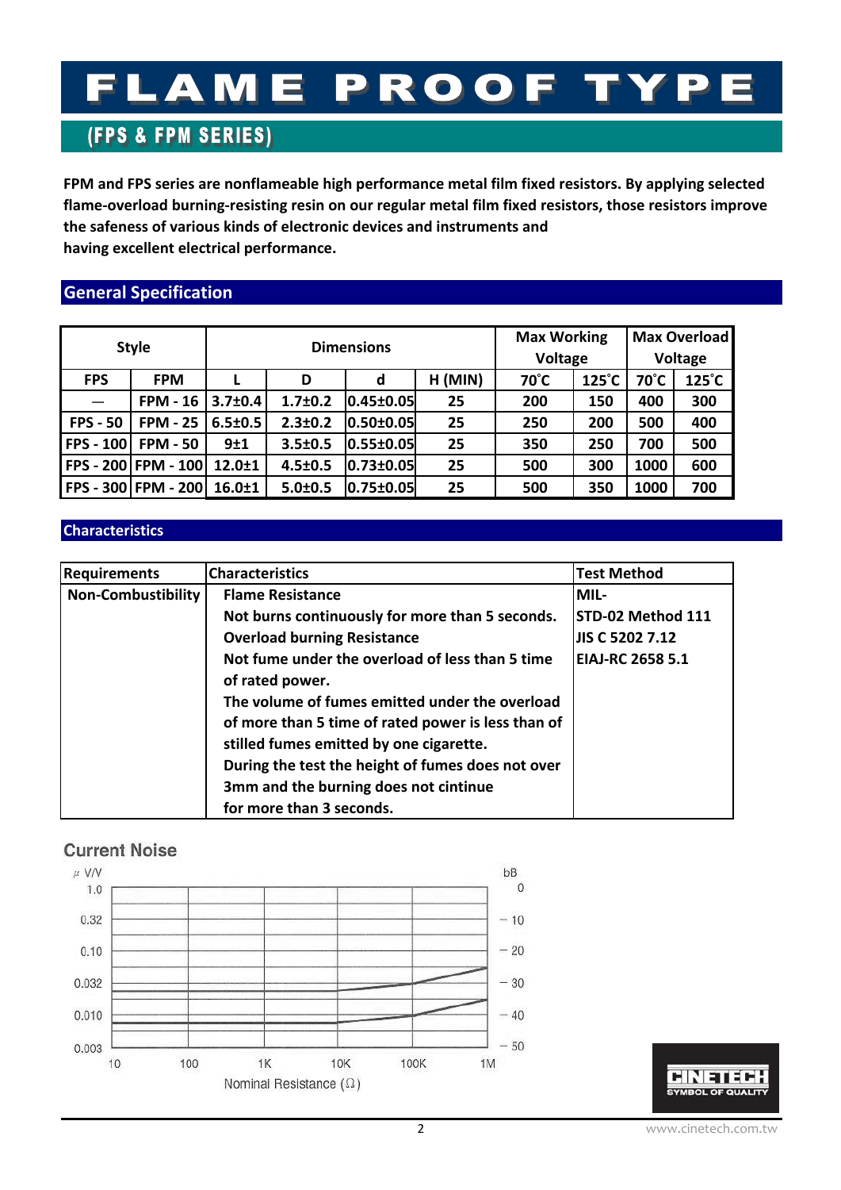# FLAME PROOF TYPE

## (FPS & FPM SERIES)

**FPM and FPS series are nonflameable high performance metal film fixed resistors. By applying selected flame-overload burning-resisting resin on our regular metal film fixed resistors, those resistors improve the safeness of various kinds of electronic devices and instruments and having excellent electrical performance.**

## General Specification

| Style | | Dimensions | | | | Max Working Voltage | | Max Overload Voltage | |
|---|---|---|---|---|---|---|---|---|---|
| FPS | FPM | L | D | d | H (MIN) | 70˚C | 125˚C | 70˚C | 125˚C |
| — | FPM - 16 | 3.7±0.4 | 1.7±0.2 | 0.45±0.05 | 25 | 200 | 150 | 400 | 300 |
| FPS - 50 | FPM - 25 | 6.5±0.5 | 2.3±0.2 | 0.50±0.05 | 25 | 250 | 200 | 500 | 400 |
| FPS - 100 | FPM - 50 | 9±1 | 3.5±0.5 | 0.55±0.05 | 25 | 350 | 250 | 700 | 500 |
| FPS - 200 | FPM - 100 | 12.0±1 | 4.5±0.5 | 0.73±0.05 | 25 | 500 | 300 | 1000 | 600 |
| FPS - 300 | FPM - 200 | 16.0±1 | 5.0±0.5 | 0.75±0.05 | 25 | 500 | 350 | 1000 | 700 |

## Characteristics

| Requirements | Characteristics | Test Method |
|---|---|---|
| Non-Combustibility | Flame Resistance<br>Not burns continuously for more than 5 seconds.<br>Overload burning Resistance<br>Not fume under the overload of less than 5 time of rated power.<br>The volume of fumes emitted under the overload of more than 5 time of rated power is less than of stilled fumes emitted by one cigarette.<br>During the test the height of fumes does not over 3mm and the burning does not cintinue for more than 3 seconds. | MIL-<br>STD-02 Method 111<br>JIS C 5202 7.12<br>EIAJ-RC 2658 5.1 |

### Current Noise

μ V/V: 1.0, 0.32, 0.10, 0.032, 0.010, 0.003
bB: 0, 10, 20, 30, 40, 50

Nominal Resistance (Ω): 10, 100, 1K, 10K, 100K, 1M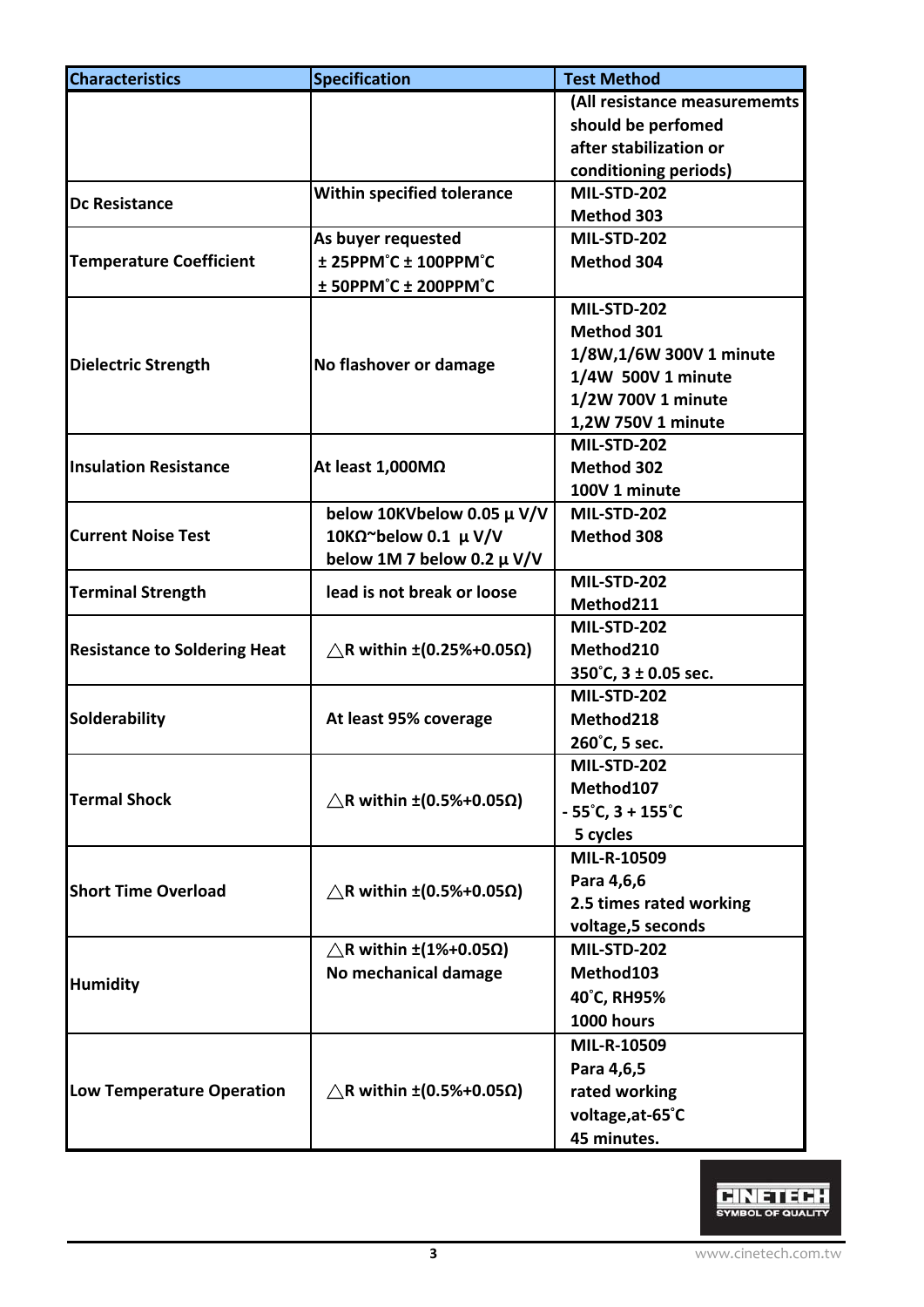| Characteristics | Specification | Test Method |
|---|---|---|
| | | (All resistance measurememts should be perfomed after stabilization or conditioning periods) |
| Dc Resistance | Within specified tolerance | MIL-STD-202 Method 303 |
| Temperature Coefficient | As buyer requested ± 25PPM˚C ± 100PPM˚C ± 50PPM˚C ± 200PPM˚C | MIL-STD-202 Method 304 |
| Dielectric Strength | No flashover or damage | MIL-STD-202 Method 301 1/8W,1/6W 300V 1 minute 1/4W 500V 1 minute 1/2W 700V 1 minute 1,2W 750V 1 minute |
| Insulation Resistance | At least 1,000MΩ | MIL-STD-202 Method 302 100V 1 minute |
| Current Noise Test | below 10KVbelow 0.05 μ V/V 10KΩ~below 0.1 μ V/V below 1M 7 below 0.2 μ V/V | MIL-STD-202 Method 308 |
| Terminal Strength | lead is not break or loose | MIL-STD-202 Method211 |
| Resistance to Soldering Heat | △R within ±(0.25%+0.05Ω) | MIL-STD-202 Method210 350˚C, 3 ± 0.05 sec. |
| Solderability | At least 95% coverage | MIL-STD-202 Method218 260˚C, 5 sec. |
| Termal Shock | △R within ±(0.5%+0.05Ω) | MIL-STD-202 Method107 - 55˚C, 3 + 155˚C 5 cycles |
| Short Time Overload | △R within ±(0.5%+0.05Ω) | MIL-R-10509 Para 4,6,6 2.5 times rated working voltage,5 seconds |
| Humidity | △R within ±(1%+0.05Ω) No mechanical damage | MIL-STD-202 Method103 40˚C, RH95% 1000 hours |
| Low Temperature Operation | △R within ±(0.5%+0.05Ω) | MIL-R-10509 Para 4,6,5 rated working voltage,at-65˚C 45 minutes. |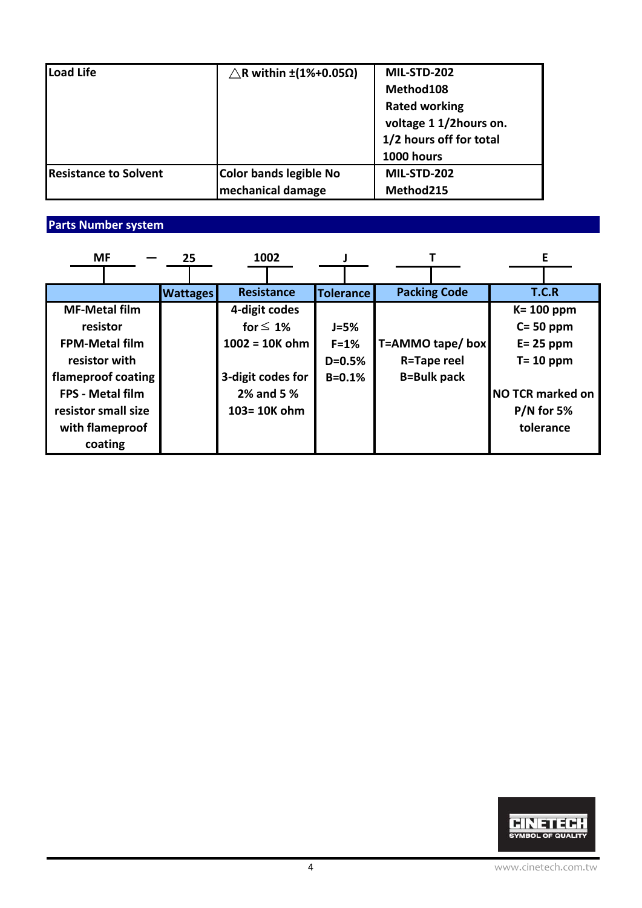| | | |
|---|---|---|
| Load Life | △R within ±(1%+0.05Ω) | MIL-STD-202 Method108 Rated working voltage 1 1/2hours on. 1/2 hours off for total 1000 hours |
| Resistance to Solvent | Color bands legible No mechanical damage | MIL-STD-202 Method215 |

## Parts Number system

MF — 25 1002 J T E

| | Wattages | Resistance | Tolerance | Packing Code | T.C.R |
|---|---|---|---|---|---|
| MF-Metal film resistor<br>FPM-Metal film resistor with flameproof coating<br>FPS - Metal film resistor small size with flameproof coating | | 4-digit codes for ≤ 1%<br>1002 = 10K ohm<br><br>3-digit codes for 2% and 5 %<br>103= 10K ohm | J=5%<br>F=1%<br>D=0.5%<br>B=0.1% | T=AMMO tape/ box<br>R=Tape reel<br>B=Bulk pack | K= 100 ppm<br>C= 50 ppm<br>E= 25 ppm<br>T= 10 ppm<br><br>NO TCR marked on P/N for 5% tolerance |